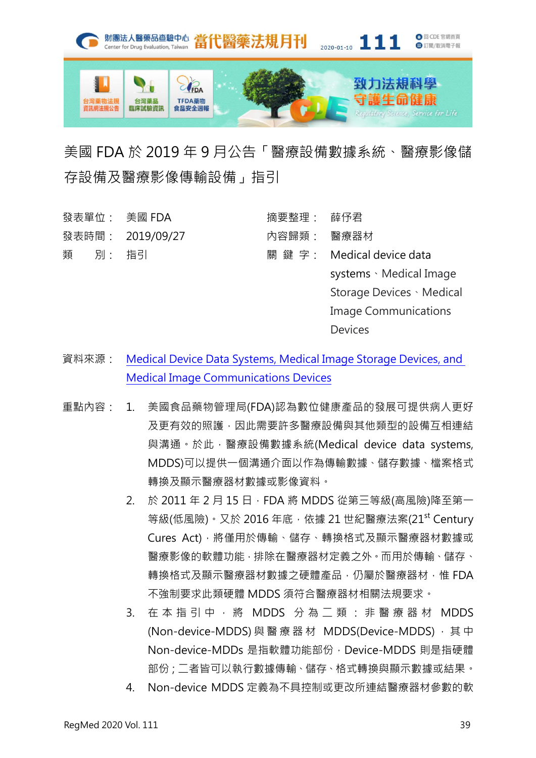# 美國 FDA 於 2019 年 9 月公告「醫療設備數據系統、醫療影像儲存設備及醫療影像傳輸設備」指引

| | | | |
|---|---|---|---|
| 發表單位： | 美國 FDA | 摘要整理： | 薛伃君 |
| 發表時間： | 2019/09/27 | 內容歸類： | 醫療器材 |
| 類　　別： | 指引 | 關 鍵 字： | Medical device data systems、Medical Image Storage Devices、Medical Image Communications Devices |

資料來源：[Medical Device Data Systems, Medical Image Storage Devices, and Medical Image Communications Devices](Medical Device Data Systems, Medical Image Storage Devices, and Medical Image Communications Devices)

重點內容：

1. 美國食品藥物管理局(FDA)認為數位健康產品的發展可提供病人更好及更有效的照護，因此需要許多醫療設備與其他類型的設備互相連結與溝通。於此，醫療設備數據系統(Medical device data systems, MDDS)可以提供一個溝通介面以作為傳輸數據、儲存數據、檔案格式轉換及顯示醫療器材數據或影像資料。
2. 於 2011 年 2 月 15 日，FDA 將 MDDS 從第三等級(高風險)降至第一等級(低風險)。又於 2016 年底，依據 21 世紀醫療法案(21st Century Cures Act)，將僅用於傳輸、儲存、轉換格式及顯示醫療器材數據或醫療影像的軟體功能，排除在醫療器材定義之外。而用於傳輸、儲存、轉換格式及顯示醫療器材數據之硬體產品，仍屬於醫療器材，惟 FDA 不強制要求此類硬體 MDDS 須符合醫療器材相關法規要求。
3. 在本指引中，將 MDDS 分為二類：非醫療器材 MDDS (Non-device-MDDS)與醫療器材 MDDS(Device-MDDS)，其中 Non-device-MDDs 是指軟體功能部份，Device-MDDS 則是指硬體部份；二者皆可以執行數據傳輸、儲存、格式轉換與顯示數據或結果。
4. Non-device MDDS 定義為不具控制或更改所連結醫療器材參數的軟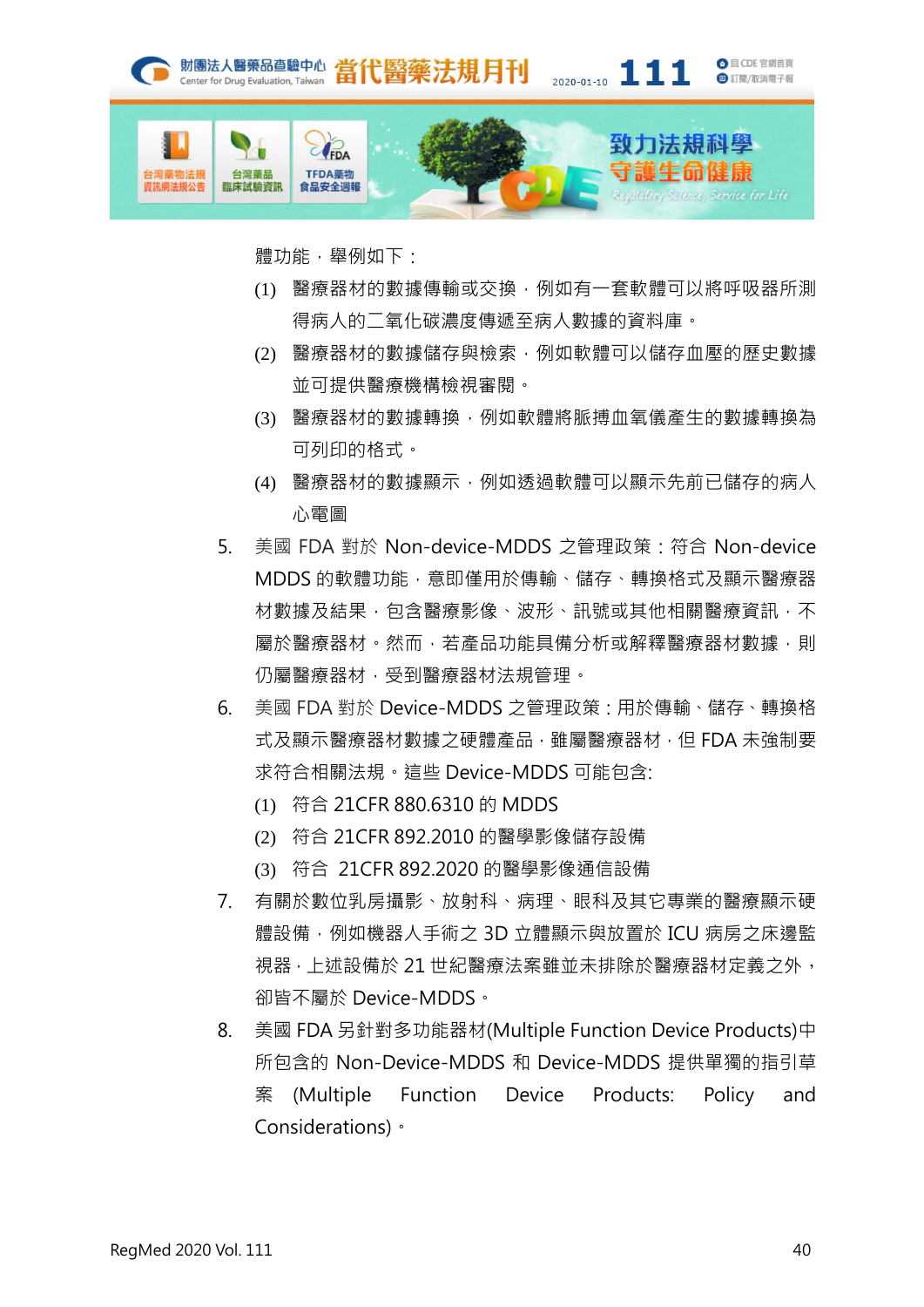體功能，舉例如下：

(1) 醫療器材的數據傳輸或交換，例如有一套軟體可以將呼吸器所測得病人的二氧化碳濃度傳遞至病人數據的資料庫。

(2) 醫療器材的數據儲存與檢索，例如軟體可以儲存血壓的歷史數據並可提供醫療機構檢視審閱。

(3) 醫療器材的數據轉換，例如軟體將脈搏血氧儀產生的數據轉換為可列印的格式。

(4) 醫療器材的數據顯示，例如透過軟體可以顯示先前已儲存的病人心電圖

5. 美國 FDA 對於 Non-device-MDDS 之管理政策：符合 Non-device MDDS 的軟體功能，意即僅用於傳輸、儲存、轉換格式及顯示醫療器材數據及結果，包含醫療影像、波形、訊號或其他相關醫療資訊，不屬於醫療器材。然而，若產品功能具備分析或解釋醫療器材數據，則仍屬醫療器材，受到醫療器材法規管理。

6. 美國 FDA 對於 Device-MDDS 之管理政策：用於傳輸、儲存、轉換格式及顯示醫療器材數據之硬體產品，雖屬醫療器材，但 FDA 未強制要求符合相關法規。這些 Device-MDDS 可能包含:

   (1) 符合 21CFR 880.6310 的 MDDS

   (2) 符合 21CFR 892.2010 的醫學影像儲存設備

   (3) 符合 21CFR 892.2020 的醫學影像通信設備

7. 有關於數位乳房攝影、放射科、病理、眼科及其它專業的醫療顯示硬體設備，例如機器人手術之 3D 立體顯示與放置於 ICU 病房之床邊監視器，上述設備於 21 世紀醫療法案雖並未排除於醫療器材定義之外，卻皆不屬於 Device-MDDS。

8. 美國 FDA 另針對多功能器材(Multiple Function Device Products)中所包含的 Non-Device-MDDS 和 Device-MDDS 提供單獨的指引草案 (Multiple Function Device Products: Policy and Considerations)。